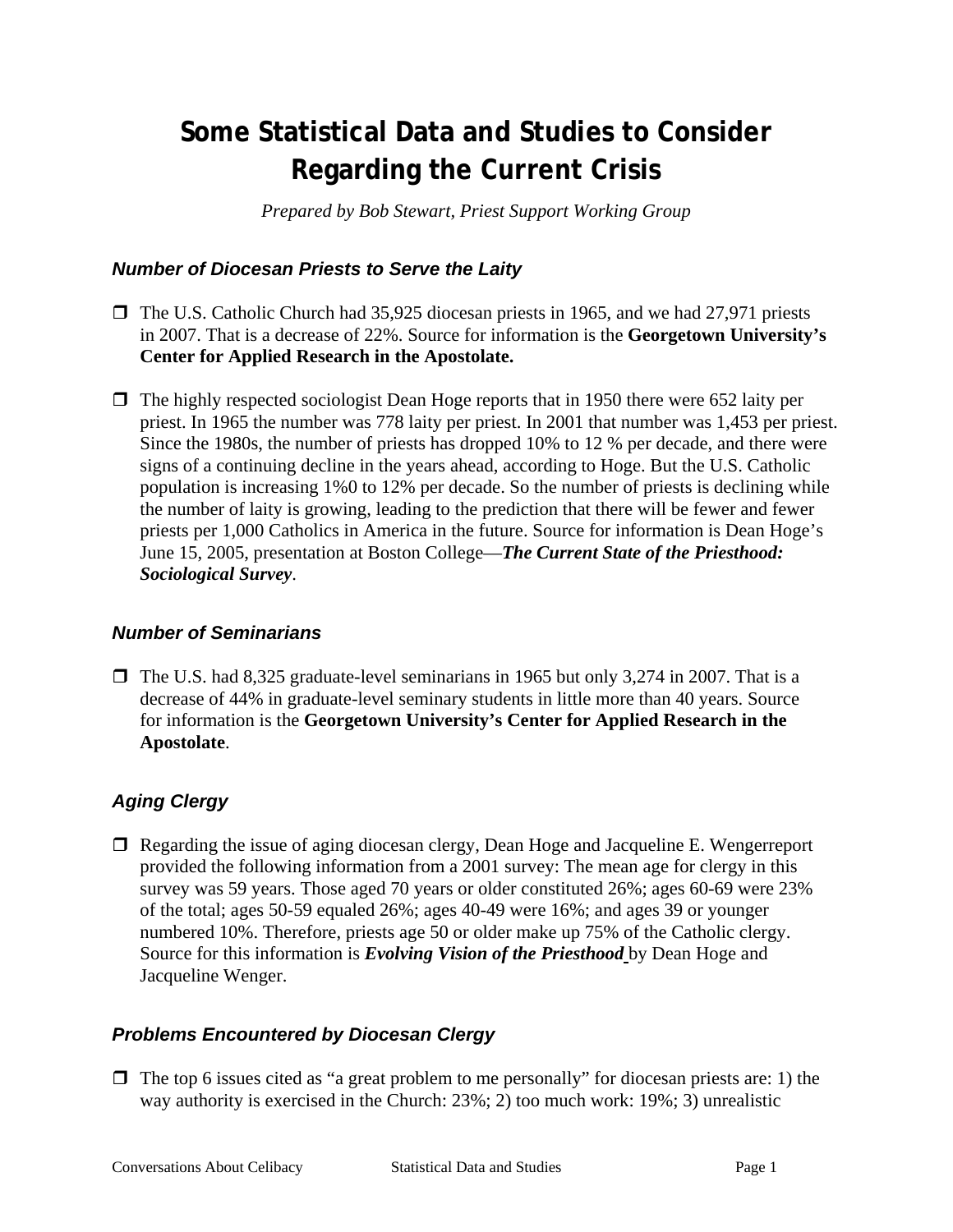# Some Statistical Data and Studies to Consider Regarding the Current Crisis

*Prepared by Bob Stewart, Priest Support Working Group*

### *Number of Diocesan Priests to Serve the Laity*

- The U.S. Catholic Church had 35,925 diocesan priests in 1965, and we had 27,971 priests in 2007. That is a decrease of 22%. Source for information is the **Georgetown University's Center for Applied Research in the Apostolate.**

- The highly respected sociologist Dean Hoge reports that in 1950 there were 652 laity per priest. In 1965 the number was 778 laity per priest. In 2001 that number was 1,453 per priest. Since the 1980s, the number of priests has dropped 10% to 12 % per decade, and there were signs of a continuing decline in the years ahead, according to Hoge. But the U.S. Catholic population is increasing 1%0 to 12% per decade. So the number of priests is declining while the number of laity is growing, leading to the prediction that there will be fewer and fewer priests per 1,000 Catholics in America in the future. Source for information is Dean Hoge's June 15, 2005, presentation at Boston College—***The Current State of the Priesthood: Sociological Survey***.

### *Number of Seminarians*

- The U.S. had 8,325 graduate-level seminarians in 1965 but only 3,274 in 2007. That is a decrease of 44% in graduate-level seminary students in little more than 40 years. Source for information is the **Georgetown University's Center for Applied Research in the Apostolate**.

### *Aging Clergy*

- Regarding the issue of aging diocesan clergy, Dean Hoge and Jacqueline E. Wengerreport provided the following information from a 2001 survey: The mean age for clergy in this survey was 59 years. Those aged 70 years or older constituted 26%; ages 60-69 were 23% of the total; ages 50-59 equaled 26%; ages 40-49 were 16%; and ages 39 or younger numbered 10%. Therefore, priests age 50 or older make up 75% of the Catholic clergy. Source for this information is ***Evolving Vision of the Priesthood*** by Dean Hoge and Jacqueline Wenger.

### *Problems Encountered by Diocesan Clergy*

- The top 6 issues cited as "a great problem to me personally" for diocesan priests are: 1) the way authority is exercised in the Church: 23%; 2) too much work: 19%; 3) unrealistic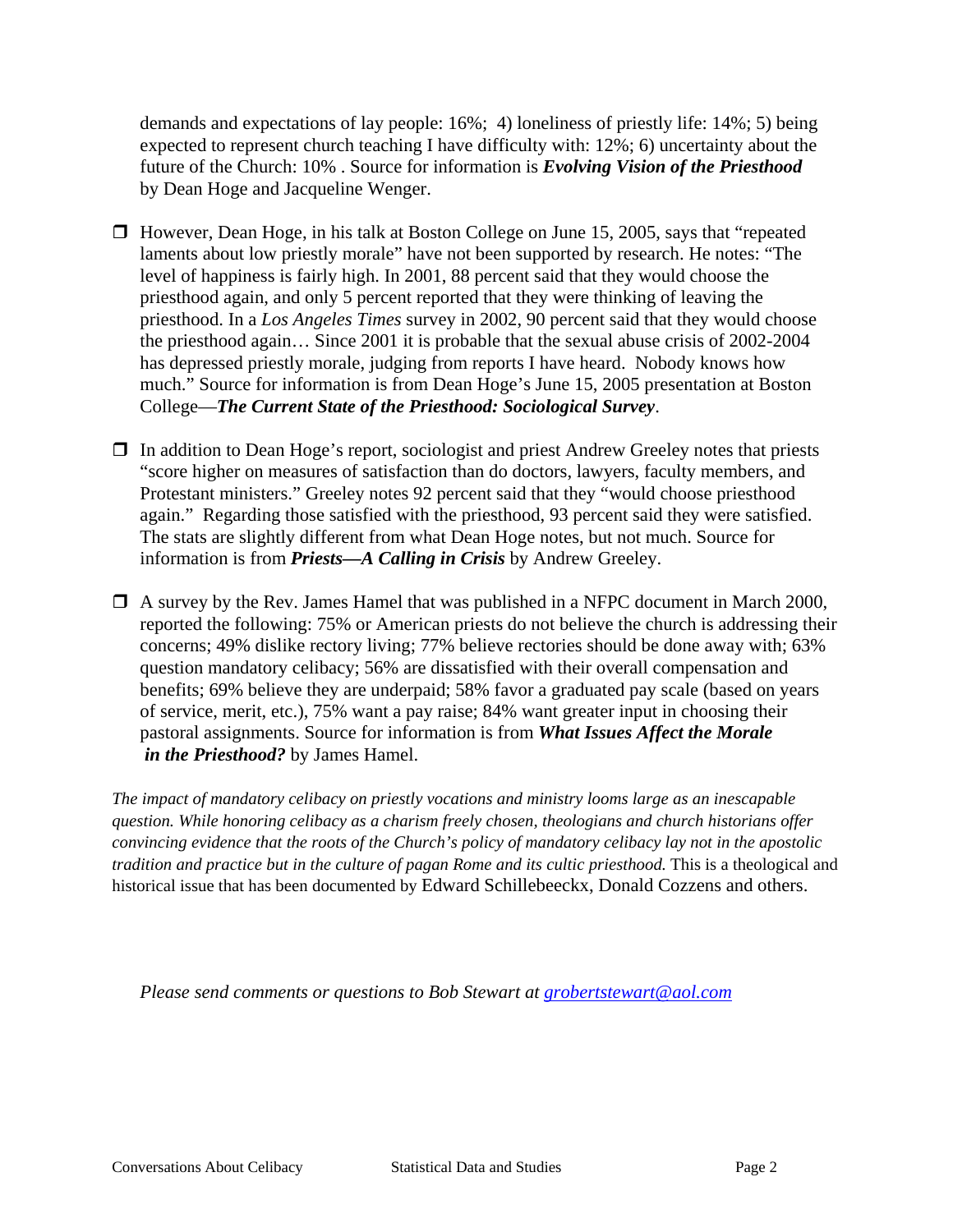demands and expectations of lay people: 16%; 4) loneliness of priestly life: 14%; 5) being expected to represent church teaching I have difficulty with: 12%; 6) uncertainty about the future of the Church: 10% . Source for information is ***Evolving Vision of the Priesthood*** by Dean Hoge and Jacqueline Wenger.

- However, Dean Hoge, in his talk at Boston College on June 15, 2005, says that "repeated laments about low priestly morale" have not been supported by research. He notes: "The level of happiness is fairly high. In 2001, 88 percent said that they would choose the priesthood again, and only 5 percent reported that they were thinking of leaving the priesthood. In a *Los Angeles Times* survey in 2002, 90 percent said that they would choose the priesthood again… Since 2001 it is probable that the sexual abuse crisis of 2002-2004 has depressed priestly morale, judging from reports I have heard. Nobody knows how much." Source for information is from Dean Hoge's June 15, 2005 presentation at Boston College—***The Current State of the Priesthood: Sociological Survey***.

- In addition to Dean Hoge's report, sociologist and priest Andrew Greeley notes that priests "score higher on measures of satisfaction than do doctors, lawyers, faculty members, and Protestant ministers." Greeley notes 92 percent said that they "would choose priesthood again." Regarding those satisfied with the priesthood, 93 percent said they were satisfied. The stats are slightly different from what Dean Hoge notes, but not much. Source for information is from ***Priests—A Calling in Crisis*** by Andrew Greeley.

- A survey by the Rev. James Hamel that was published in a NFPC document in March 2000, reported the following: 75% or American priests do not believe the church is addressing their concerns; 49% dislike rectory living; 77% believe rectories should be done away with; 63% question mandatory celibacy; 56% are dissatisfied with their overall compensation and benefits; 69% believe they are underpaid; 58% favor a graduated pay scale (based on years of service, merit, etc.), 75% want a pay raise; 84% want greater input in choosing their pastoral assignments. Source for information is from ***What Issues Affect the Morale in the Priesthood?*** by James Hamel.

*The impact of mandatory celibacy on priestly vocations and ministry looms large as an inescapable question. While honoring celibacy as a charism freely chosen, theologians and church historians offer convincing evidence that the roots of the Church's policy of mandatory celibacy lay not in the apostolic tradition and practice but in the culture of pagan Rome and its cultic priesthood.* This is a theological and historical issue that has been documented by Edward Schillebeeckx, Donald Cozzens and others.

*Please send comments or questions to Bob Stewart at [grobertstewart@aol.com](mailto:grobertstewart@aol.com)*